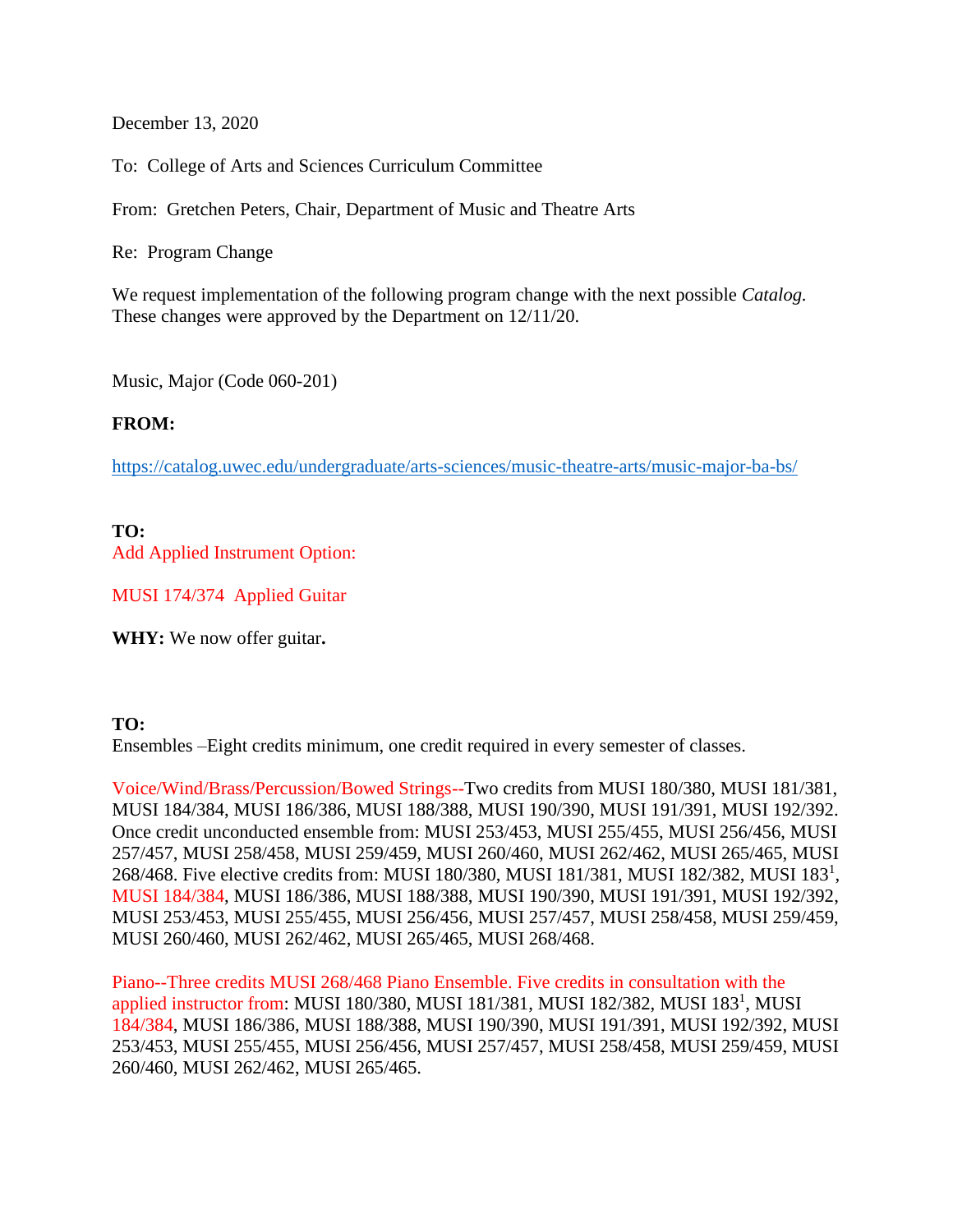December 13, 2020

To: College of Arts and Sciences Curriculum Committee

From: Gretchen Peters, Chair, Department of Music and Theatre Arts

Re: Program Change

We request implementation of the following program change with the next possible *Catalog*. These changes were approved by the Department on 12/11/20.

Music, Major (Code 060-201)

**FROM:**

https://catalog.uwec.edu/undergraduate/arts-sciences/music-theatre-arts/music-major-ba-bs/

**TO:**
Add Applied Instrument Option:

MUSI 174/374 Applied Guitar

**WHY:** We now offer guitar**.**

**TO:**
Ensembles –Eight credits minimum, one credit required in every semester of classes.

Voice/Wind/Brass/Percussion/Bowed Strings--Two credits from MUSI 180/380, MUSI 181/381, MUSI 184/384, MUSI 186/386, MUSI 188/388, MUSI 190/390, MUSI 191/391, MUSI 192/392. Once credit unconducted ensemble from: MUSI 253/453, MUSI 255/455, MUSI 256/456, MUSI 257/457, MUSI 258/458, MUSI 259/459, MUSI 260/460, MUSI 262/462, MUSI 265/465, MUSI 268/468. Five elective credits from: MUSI 180/380, MUSI 181/381, MUSI 182/382, MUSI 183[1], MUSI 184/384, MUSI 186/386, MUSI 188/388, MUSI 190/390, MUSI 191/391, MUSI 192/392, MUSI 253/453, MUSI 255/455, MUSI 256/456, MUSI 257/457, MUSI 258/458, MUSI 259/459, MUSI 260/460, MUSI 262/462, MUSI 265/465, MUSI 268/468.

Piano--Three credits MUSI 268/468 Piano Ensemble. Five credits in consultation with the applied instructor from: MUSI 180/380, MUSI 181/381, MUSI 182/382, MUSI 183[1], MUSI 184/384, MUSI 186/386, MUSI 188/388, MUSI 190/390, MUSI 191/391, MUSI 192/392, MUSI 253/453, MUSI 255/455, MUSI 256/456, MUSI 257/457, MUSI 258/458, MUSI 259/459, MUSI 260/460, MUSI 262/462, MUSI 265/465.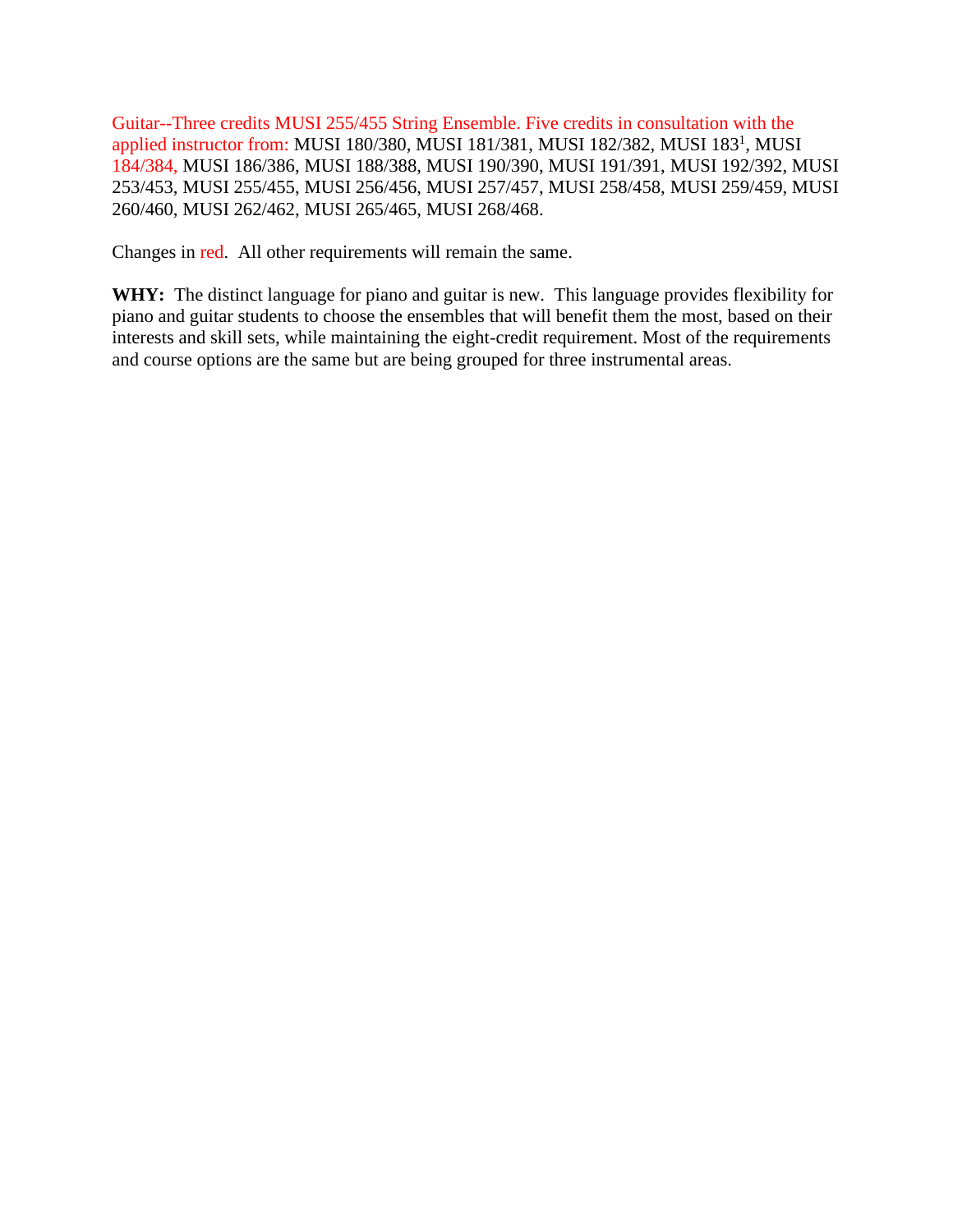Guitar--Three credits MUSI 255/455 String Ensemble. Five credits in consultation with the applied instructor from: MUSI 180/380, MUSI 181/381, MUSI 182/382, MUSI 183[1], MUSI 184/384, MUSI 186/386, MUSI 188/388, MUSI 190/390, MUSI 191/391, MUSI 192/392, MUSI 253/453, MUSI 255/455, MUSI 256/456, MUSI 257/457, MUSI 258/458, MUSI 259/459, MUSI 260/460, MUSI 262/462, MUSI 265/465, MUSI 268/468.

Changes in red. All other requirements will remain the same.

**WHY:** The distinct language for piano and guitar is new. This language provides flexibility for piano and guitar students to choose the ensembles that will benefit them the most, based on their interests and skill sets, while maintaining the eight-credit requirement. Most of the requirements and course options are the same but are being grouped for three instrumental areas.